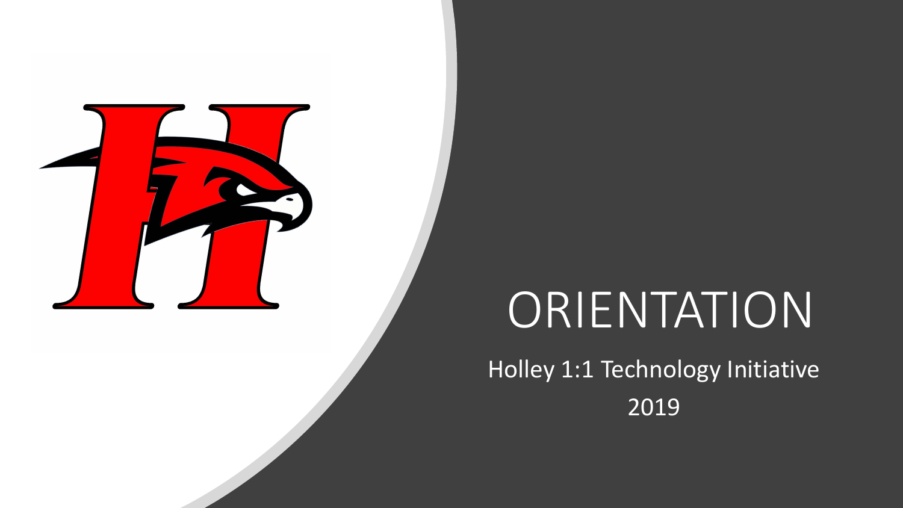# ORIENTATION

Holley 1:1 Technology Initiative

2019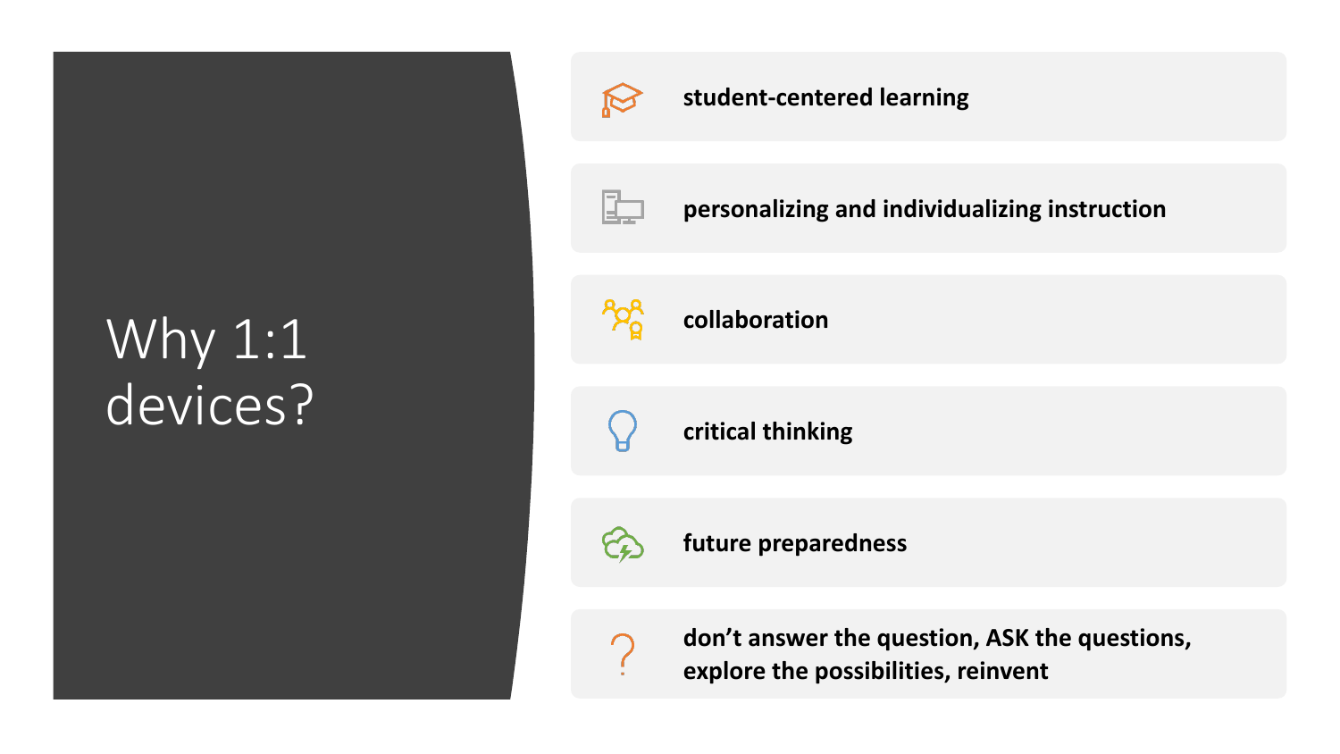# Why 1:1 devices?

- **student-centered learning**
- **personalizing and individualizing instruction**
- **collaboration**
- **critical thinking**
- **future preparedness**
- **don’t answer the question, ASK the questions, explore the possibilities, reinvent**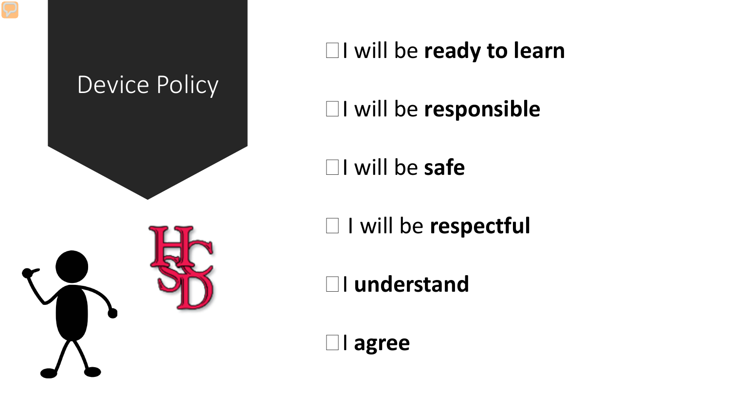# Device Policy

- ☐ I will be **ready to learn**
- ☐ I will be **responsible**
- ☐ I will be **safe**
- ☐ I will be **respectful**
- ☐ I **understand**
- ☐ I **agree**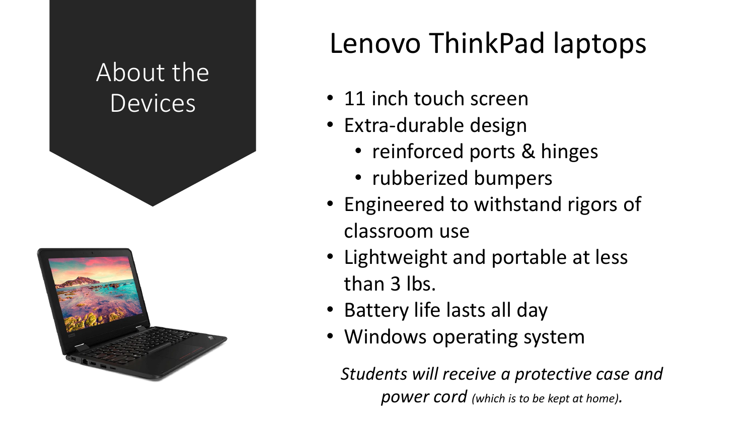# About the Devices

## Lenovo ThinkPad laptops

- 11 inch touch screen
- Extra-durable design
  - reinforced ports & hinges
  - rubberized bumpers
- Engineered to withstand rigors of classroom use
- Lightweight and portable at less than 3 lbs.
- Battery life lasts all day
- Windows operating system

*Students will receive a protective case and power cord (which is to be kept at home).*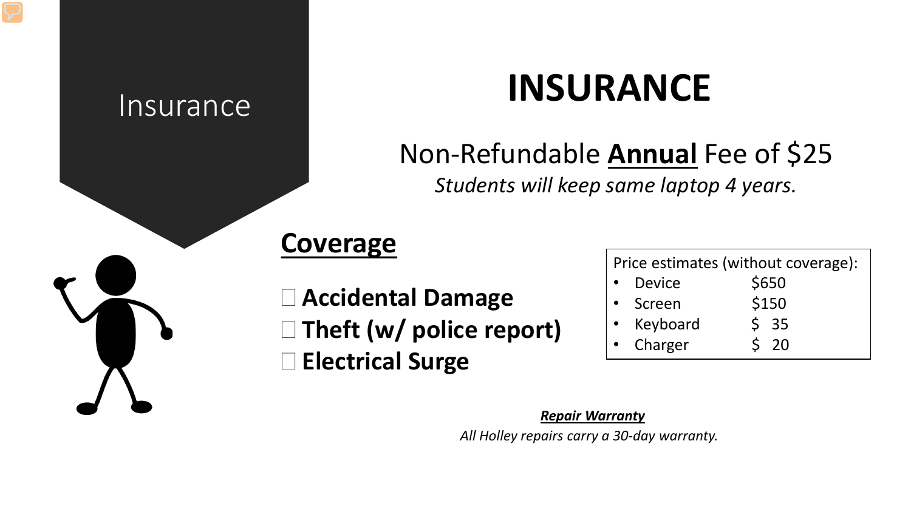Insurance

# INSURANCE

Non-Refundable **Annual** Fee of $25

*Students will keep same laptop 4 years.*

## Coverage

- ☐ **Accidental Damage**
- ☐ **Theft (w/ police report)**
- ☐ **Electrical Surge**

| Price estimates (without coverage): | |
|---|---|
| • Device | $650 |
| • Screen | $150 |
| • Keyboard | $ 35 |
| • Charger | $ 20 |

***Repair Warranty***

*All Holley repairs carry a 30-day warranty.*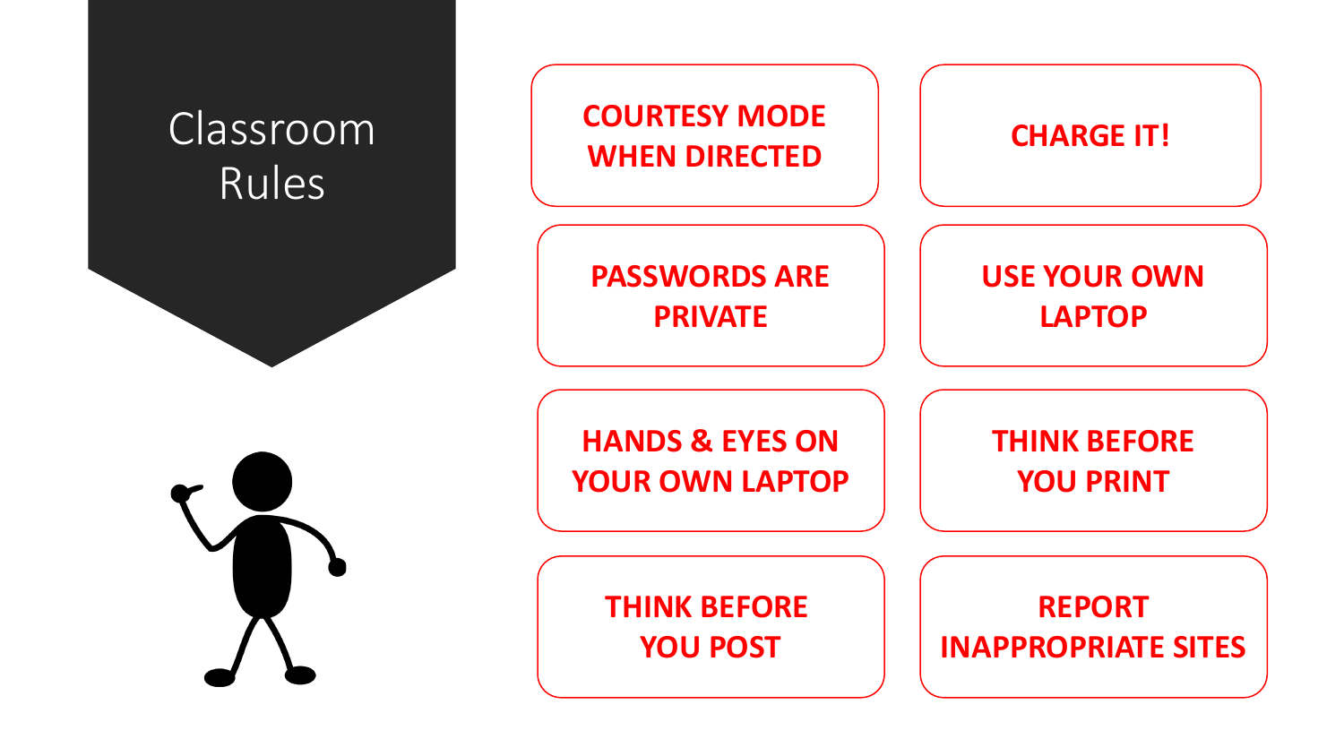# Classroom Rules

- COURTESY MODE WHEN DIRECTED
- CHARGE IT!
- PASSWORDS ARE PRIVATE
- USE YOUR OWN LAPTOP
- HANDS & EYES ON YOUR OWN LAPTOP
- THINK BEFORE YOU PRINT
- THINK BEFORE YOU POST
- REPORT INAPPROPRIATE SITES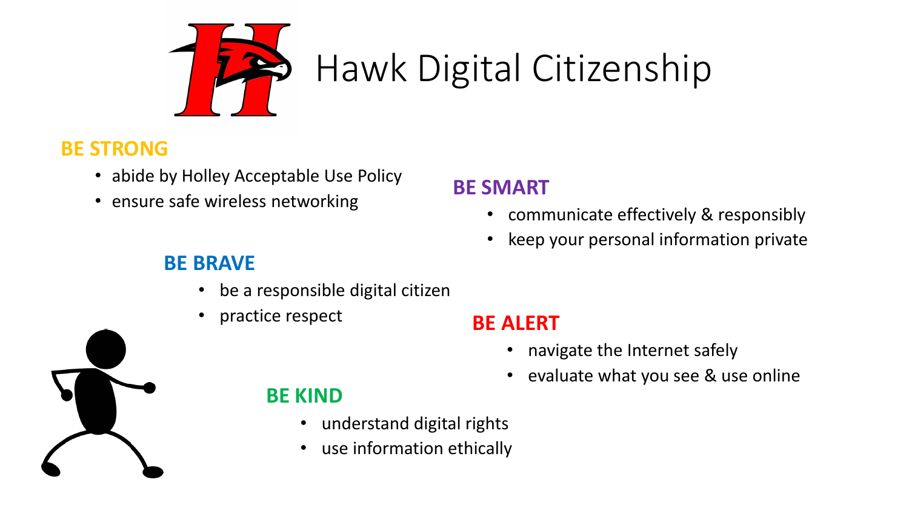# Hawk Digital Citizenship

## BE STRONG

- abide by Holley Acceptable Use Policy
- ensure safe wireless networking

## BE SMART

- communicate effectively & responsibly
- keep your personal information private

## BE BRAVE

- be a responsible digital citizen
- practice respect

## BE ALERT

- navigate the Internet safely
- evaluate what you see & use online

## BE KIND

- understand digital rights
- use information ethically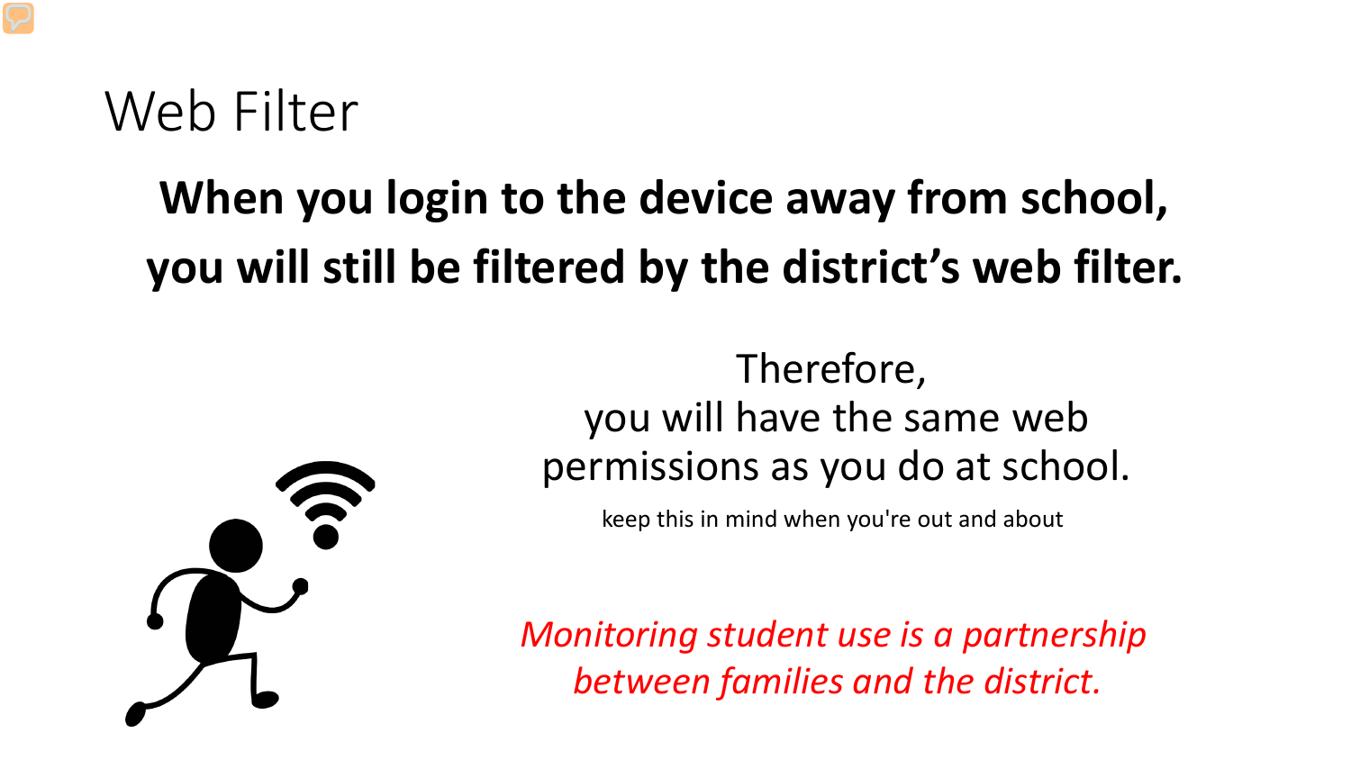# Web Filter

**When you login to the device away from school, you will still be filtered by the district's web filter.**

Therefore,
you will have the same web permissions as you do at school.

keep this in mind when you're out and about

*Monitoring student use is a partnership between families and the district.*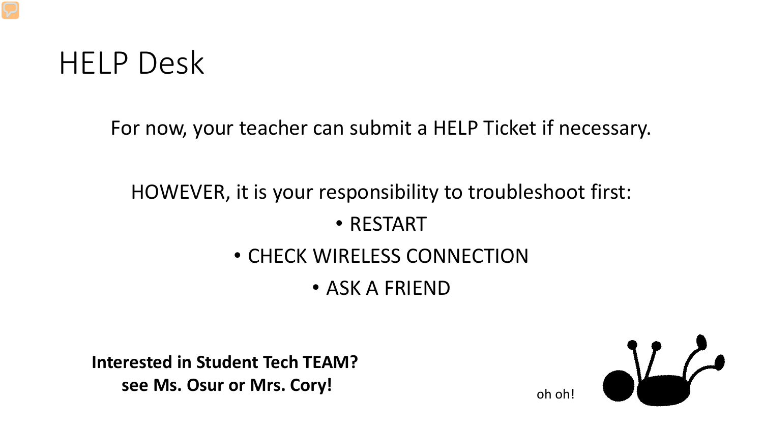# HELP Desk

For now, your teacher can submit a HELP Ticket if necessary.

HOWEVER, it is your responsibility to troubleshoot first:

- RESTART
- CHECK WIRELESS CONNECTION
- ASK A FRIEND

**Interested in Student Tech TEAM?**
**see Ms. Osur or Mrs. Cory!**

oh oh!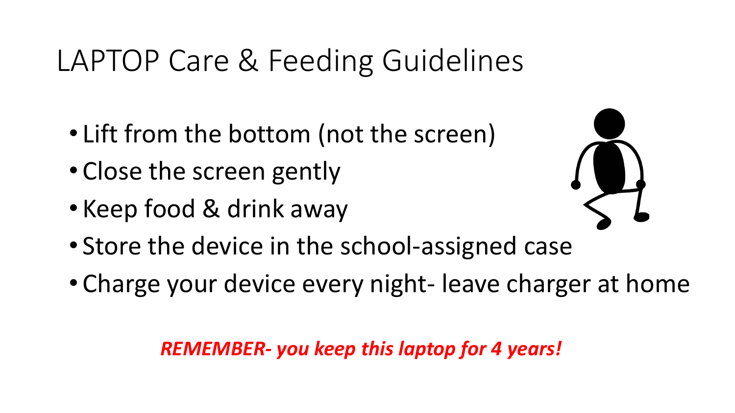# LAPTOP Care & Feeding Guidelines

- Lift from the bottom (not the screen)
- Close the screen gently
- Keep food & drink away
- Store the device in the school-assigned case
- Charge your device every night- leave charger at home

***REMEMBER- you keep this laptop for 4 years!***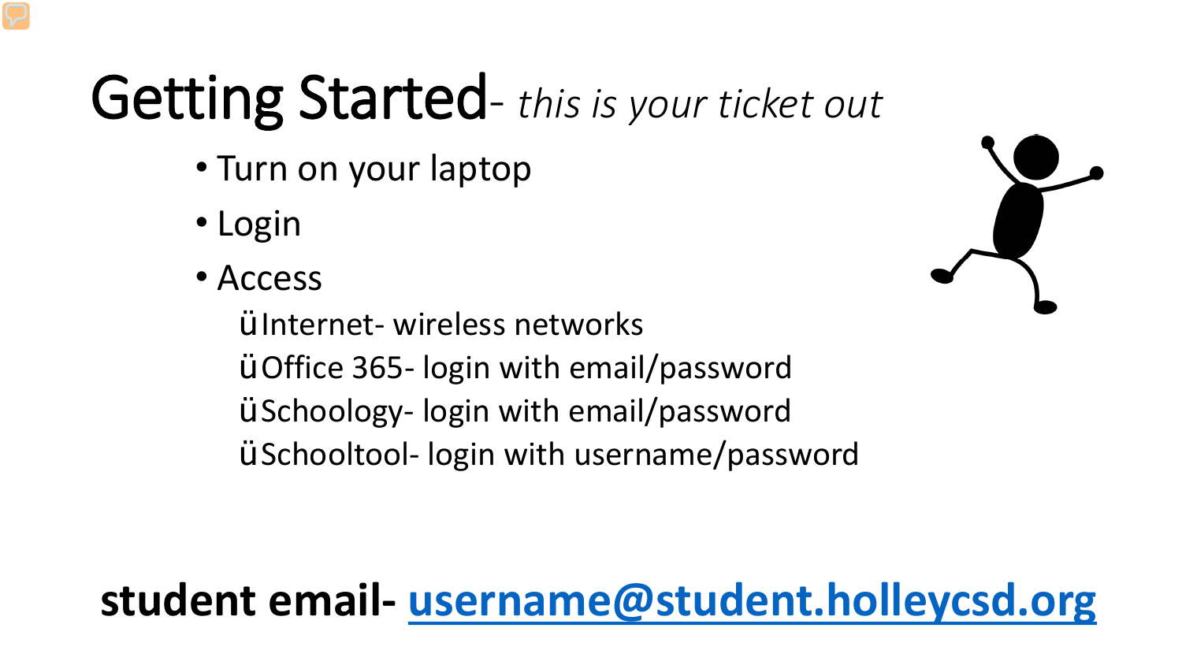# Getting Started- *this is your ticket out*

- Turn on your laptop
- Login
- Access
  - ü Internet- wireless networks
  - ü Office 365- login with email/password
  - ü Schoology- login with email/password
  - ü Schooltool- login with username/password

**student email- username@student.holleycsd.org**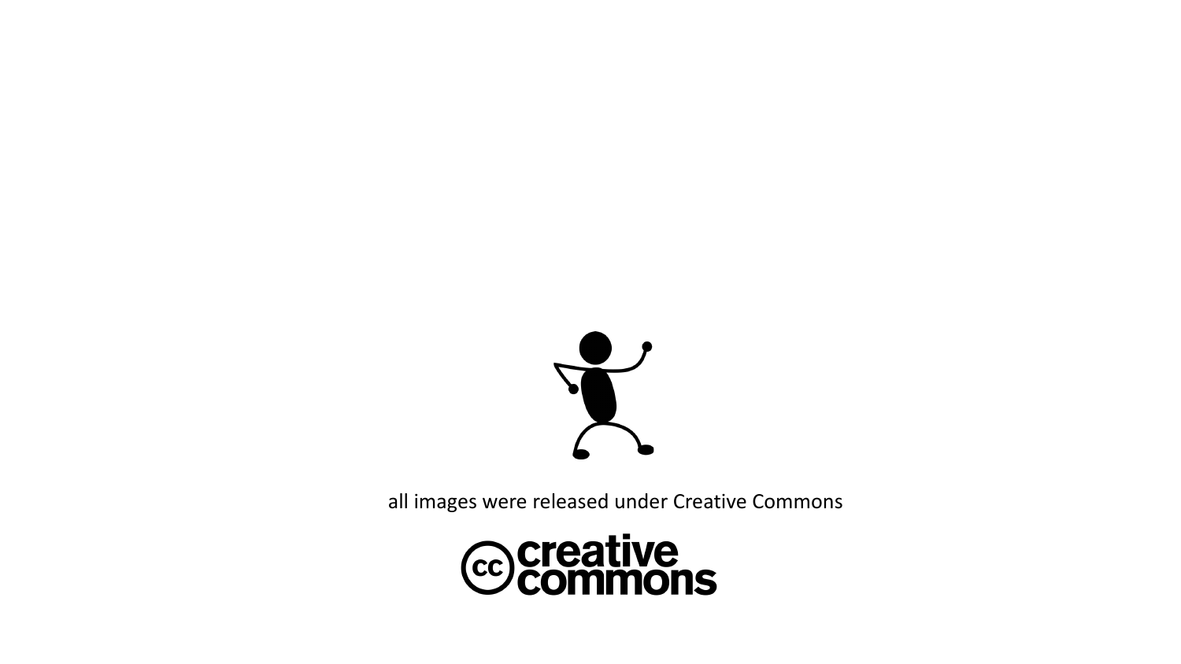all images were released under Creative Commons